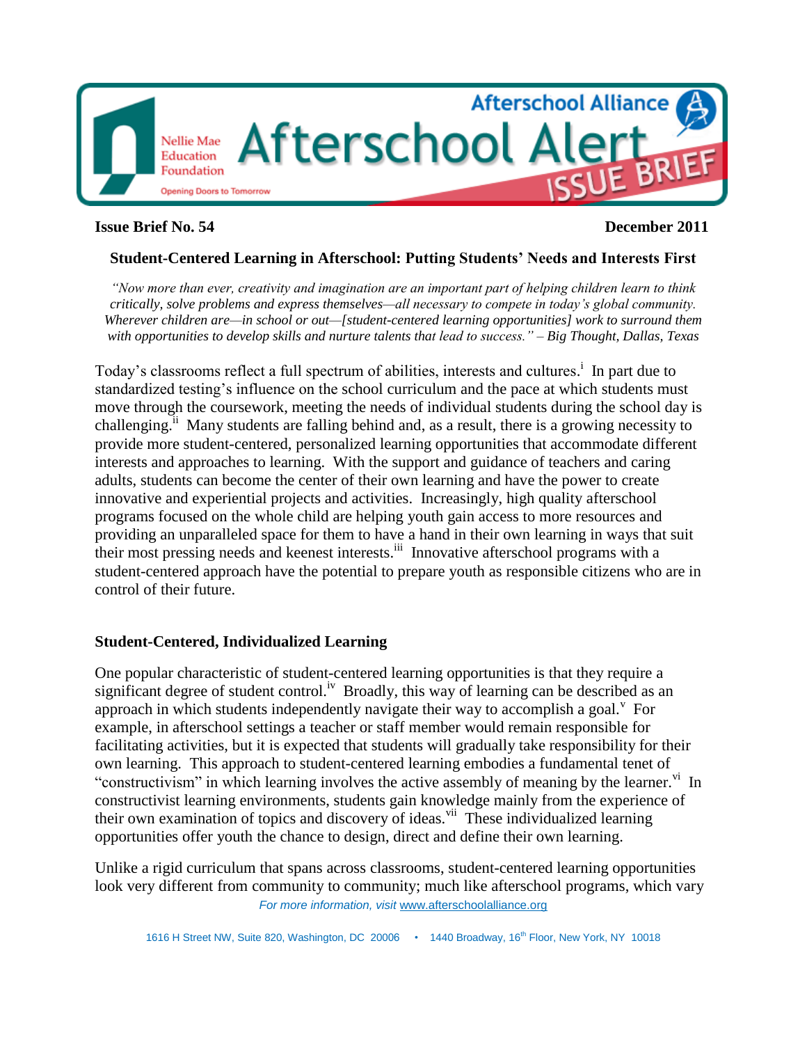Afterschool Alliance

Nellie Mae Education Foundation — Opening Doors to Tomorrow

# Afterschool Alert — ISSUE BRIEF

**Issue Brief No. 54** **December 2011**

## Student-Centered Learning in Afterschool: Putting Students' Needs and Interests First

*"Now more than ever, creativity and imagination are an important part of helping children learn to think critically, solve problems and express themselves—all necessary to compete in today's global community. Wherever children are—in school or out—[student-centered learning opportunities] work to surround them with opportunities to develop skills and nurture talents that lead to success." – Big Thought, Dallas, Texas*

Today's classrooms reflect a full spectrum of abilities, interests and cultures.[i] In part due to standardized testing's influence on the school curriculum and the pace at which students must move through the coursework, meeting the needs of individual students during the school day is challenging.[ii] Many students are falling behind and, as a result, there is a growing necessity to provide more student-centered, personalized learning opportunities that accommodate different interests and approaches to learning. With the support and guidance of teachers and caring adults, students can become the center of their own learning and have the power to create innovative and experiential projects and activities. Increasingly, high quality afterschool programs focused on the whole child are helping youth gain access to more resources and providing an unparalleled space for them to have a hand in their own learning in ways that suit their most pressing needs and keenest interests.[iii] Innovative afterschool programs with a student-centered approach have the potential to prepare youth as responsible citizens who are in control of their future.

### Student-Centered, Individualized Learning

One popular characteristic of student-centered learning opportunities is that they require a significant degree of student control.[iv] Broadly, this way of learning can be described as an approach in which students independently navigate their way to accomplish a goal.[v] For example, in afterschool settings a teacher or staff member would remain responsible for facilitating activities, but it is expected that students will gradually take responsibility for their own learning. This approach to student-centered learning embodies a fundamental tenet of "constructivism" in which learning involves the active assembly of meaning by the learner.[vi] In constructivist learning environments, students gain knowledge mainly from the experience of their own examination of topics and discovery of ideas.[vii] These individualized learning opportunities offer youth the chance to design, direct and define their own learning.

Unlike a rigid curriculum that spans across classrooms, student-centered learning opportunities look very different from community to community; much like afterschool programs, which vary

*For more information, visit* www.afterschoolalliance.org

1616 H Street NW, Suite 820, Washington, DC 20006 • 1440 Broadway, 16th Floor, New York, NY 10018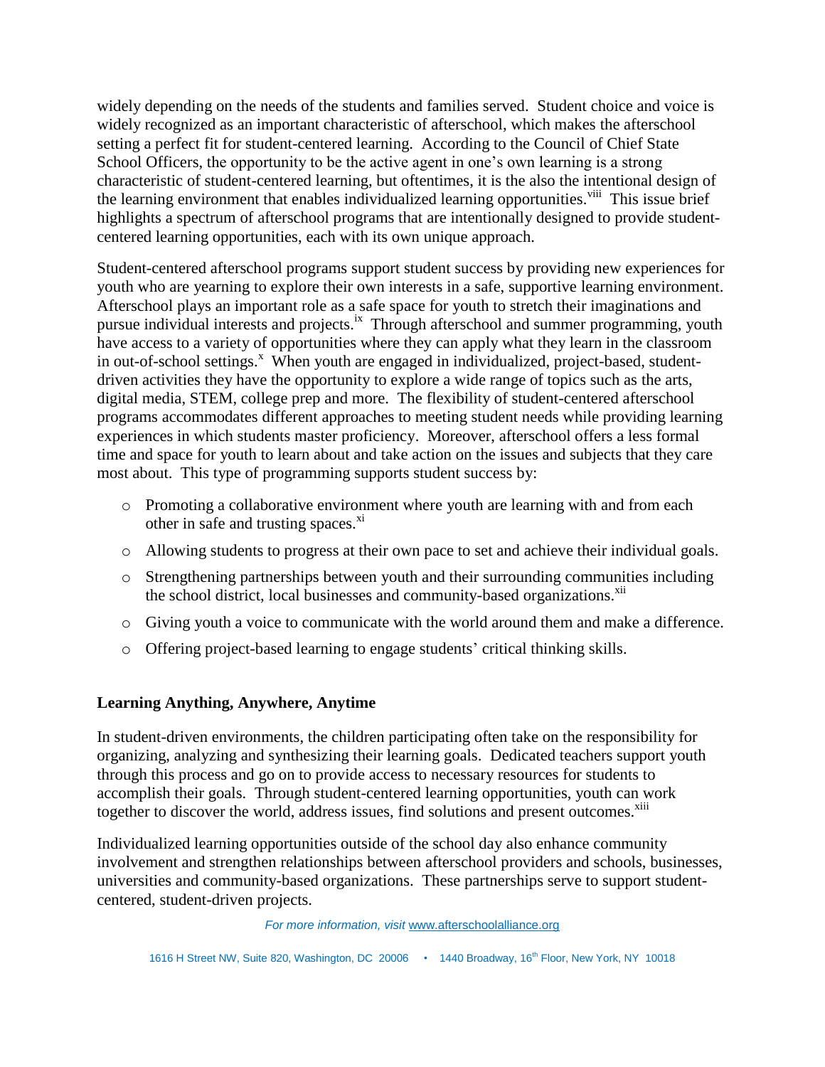widely depending on the needs of the students and families served. Student choice and voice is widely recognized as an important characteristic of afterschool, which makes the afterschool setting a perfect fit for student-centered learning. According to the Council of Chief State School Officers, the opportunity to be the active agent in one's own learning is a strong characteristic of student-centered learning, but oftentimes, it is the also the intentional design of the learning environment that enables individualized learning opportunities.[viii] This issue brief highlights a spectrum of afterschool programs that are intentionally designed to provide student-centered learning opportunities, each with its own unique approach.

Student-centered afterschool programs support student success by providing new experiences for youth who are yearning to explore their own interests in a safe, supportive learning environment. Afterschool plays an important role as a safe space for youth to stretch their imaginations and pursue individual interests and projects.[ix] Through afterschool and summer programming, youth have access to a variety of opportunities where they can apply what they learn in the classroom in out-of-school settings.[x] When youth are engaged in individualized, project-based, student-driven activities they have the opportunity to explore a wide range of topics such as the arts, digital media, STEM, college prep and more. The flexibility of student-centered afterschool programs accommodates different approaches to meeting student needs while providing learning experiences in which students master proficiency. Moreover, afterschool offers a less formal time and space for youth to learn about and take action on the issues and subjects that they care most about. This type of programming supports student success by:

- Promoting a collaborative environment where youth are learning with and from each other in safe and trusting spaces.[xi]
- Allowing students to progress at their own pace to set and achieve their individual goals.
- Strengthening partnerships between youth and their surrounding communities including the school district, local businesses and community-based organizations.[xii]
- Giving youth a voice to communicate with the world around them and make a difference.
- Offering project-based learning to engage students' critical thinking skills.

**Learning Anything, Anywhere, Anytime**

In student-driven environments, the children participating often take on the responsibility for organizing, analyzing and synthesizing their learning goals. Dedicated teachers support youth through this process and go on to provide access to necessary resources for students to accomplish their goals. Through student-centered learning opportunities, youth can work together to discover the world, address issues, find solutions and present outcomes.[xiii]

Individualized learning opportunities outside of the school day also enhance community involvement and strengthen relationships between afterschool providers and schools, businesses, universities and community-based organizations. These partnerships serve to support student-centered, student-driven projects.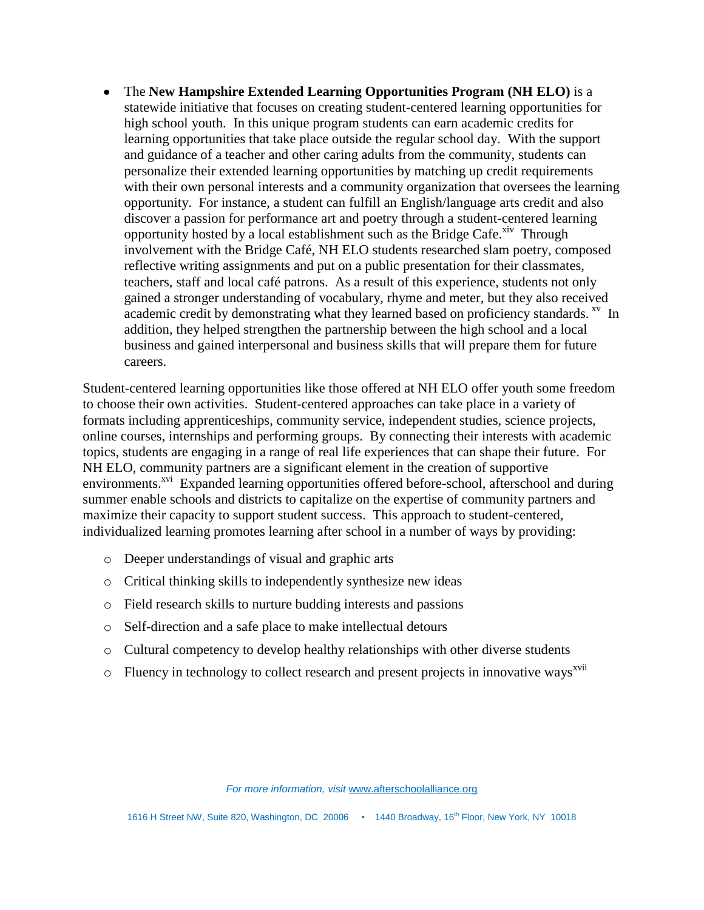- The **New Hampshire Extended Learning Opportunities Program (NH ELO)** is a statewide initiative that focuses on creating student-centered learning opportunities for high school youth. In this unique program students can earn academic credits for learning opportunities that take place outside the regular school day. With the support and guidance of a teacher and other caring adults from the community, students can personalize their extended learning opportunities by matching up credit requirements with their own personal interests and a community organization that oversees the learning opportunity. For instance, a student can fulfill an English/language arts credit and also discover a passion for performance art and poetry through a student-centered learning opportunity hosted by a local establishment such as the Bridge Cafe.[xiv] Through involvement with the Bridge Café, NH ELO students researched slam poetry, composed reflective writing assignments and put on a public presentation for their classmates, teachers, staff and local café patrons. As a result of this experience, students not only gained a stronger understanding of vocabulary, rhyme and meter, but they also received academic credit by demonstrating what they learned based on proficiency standards.[xv] In addition, they helped strengthen the partnership between the high school and a local business and gained interpersonal and business skills that will prepare them for future careers.

Student-centered learning opportunities like those offered at NH ELO offer youth some freedom to choose their own activities. Student-centered approaches can take place in a variety of formats including apprenticeships, community service, independent studies, science projects, online courses, internships and performing groups. By connecting their interests with academic topics, students are engaging in a range of real life experiences that can shape their future. For NH ELO, community partners are a significant element in the creation of supportive environments.[xvi] Expanded learning opportunities offered before-school, afterschool and during summer enable schools and districts to capitalize on the expertise of community partners and maximize their capacity to support student success. This approach to student-centered, individualized learning promotes learning after school in a number of ways by providing:

- Deeper understandings of visual and graphic arts
- Critical thinking skills to independently synthesize new ideas
- Field research skills to nurture budding interests and passions
- Self-direction and a safe place to make intellectual detours
- Cultural competency to develop healthy relationships with other diverse students
- Fluency in technology to collect research and present projects in innovative ways[xvii]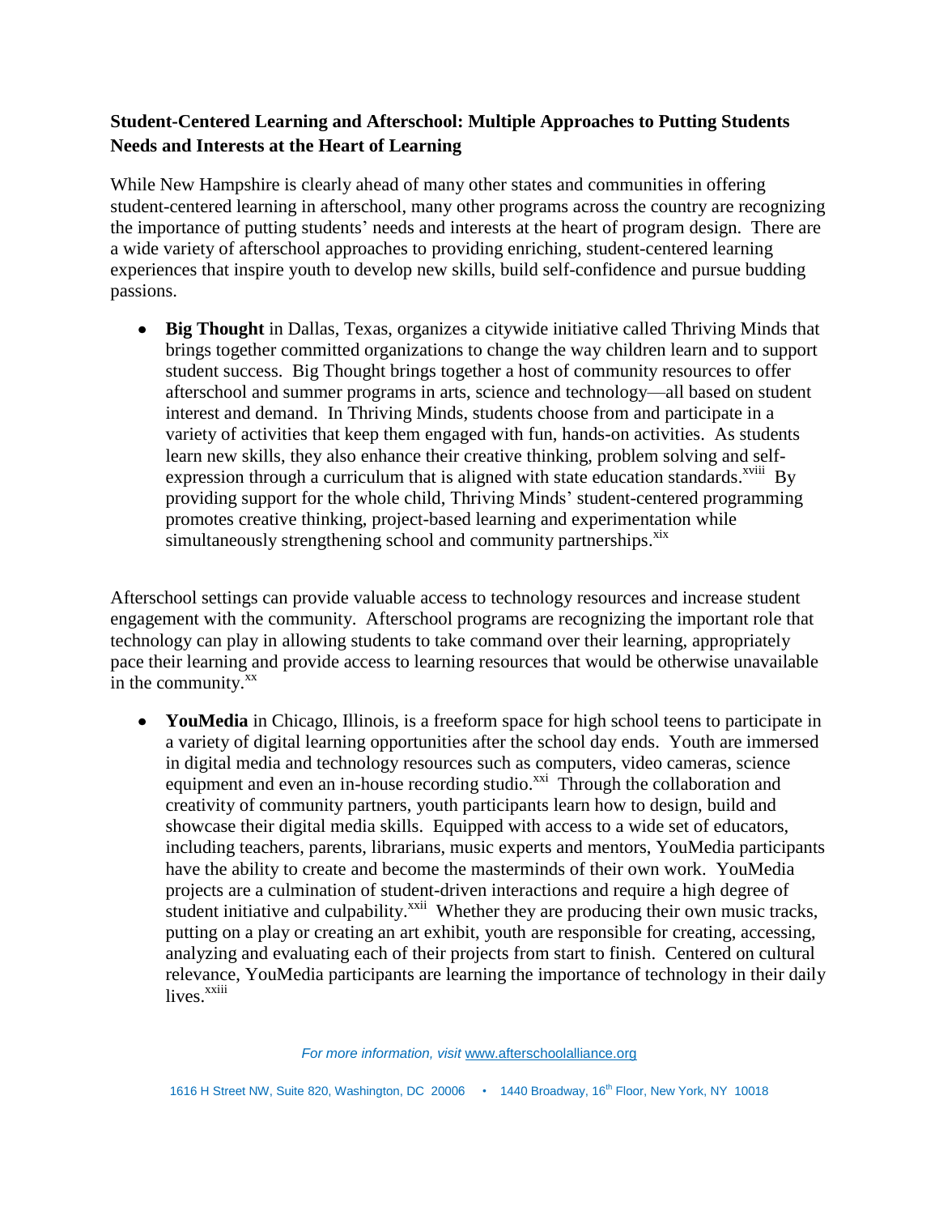**Student-Centered Learning and Afterschool: Multiple Approaches to Putting Students Needs and Interests at the Heart of Learning**

While New Hampshire is clearly ahead of many other states and communities in offering student-centered learning in afterschool, many other programs across the country are recognizing the importance of putting students' needs and interests at the heart of program design. There are a wide variety of afterschool approaches to providing enriching, student-centered learning experiences that inspire youth to develop new skills, build self-confidence and pursue budding passions.

- **Big Thought** in Dallas, Texas, organizes a citywide initiative called Thriving Minds that brings together committed organizations to change the way children learn and to support student success. Big Thought brings together a host of community resources to offer afterschool and summer programs in arts, science and technology—all based on student interest and demand. In Thriving Minds, students choose from and participate in a variety of activities that keep them engaged with fun, hands-on activities. As students learn new skills, they also enhance their creative thinking, problem solving and self-expression through a curriculum that is aligned with state education standards.[xviii] By providing support for the whole child, Thriving Minds' student-centered programming promotes creative thinking, project-based learning and experimentation while simultaneously strengthening school and community partnerships.[xix]

Afterschool settings can provide valuable access to technology resources and increase student engagement with the community. Afterschool programs are recognizing the important role that technology can play in allowing students to take command over their learning, appropriately pace their learning and provide access to learning resources that would be otherwise unavailable in the community.[xx]

- **YouMedia** in Chicago, Illinois, is a freeform space for high school teens to participate in a variety of digital learning opportunities after the school day ends. Youth are immersed in digital media and technology resources such as computers, video cameras, science equipment and even an in-house recording studio.[xxi] Through the collaboration and creativity of community partners, youth participants learn how to design, build and showcase their digital media skills. Equipped with access to a wide set of educators, including teachers, parents, librarians, music experts and mentors, YouMedia participants have the ability to create and become the masterminds of their own work. YouMedia projects are a culmination of student-driven interactions and require a high degree of student initiative and culpability.[xxii] Whether they are producing their own music tracks, putting on a play or creating an art exhibit, youth are responsible for creating, accessing, analyzing and evaluating each of their projects from start to finish. Centered on cultural relevance, YouMedia participants are learning the importance of technology in their daily lives.[xxiii]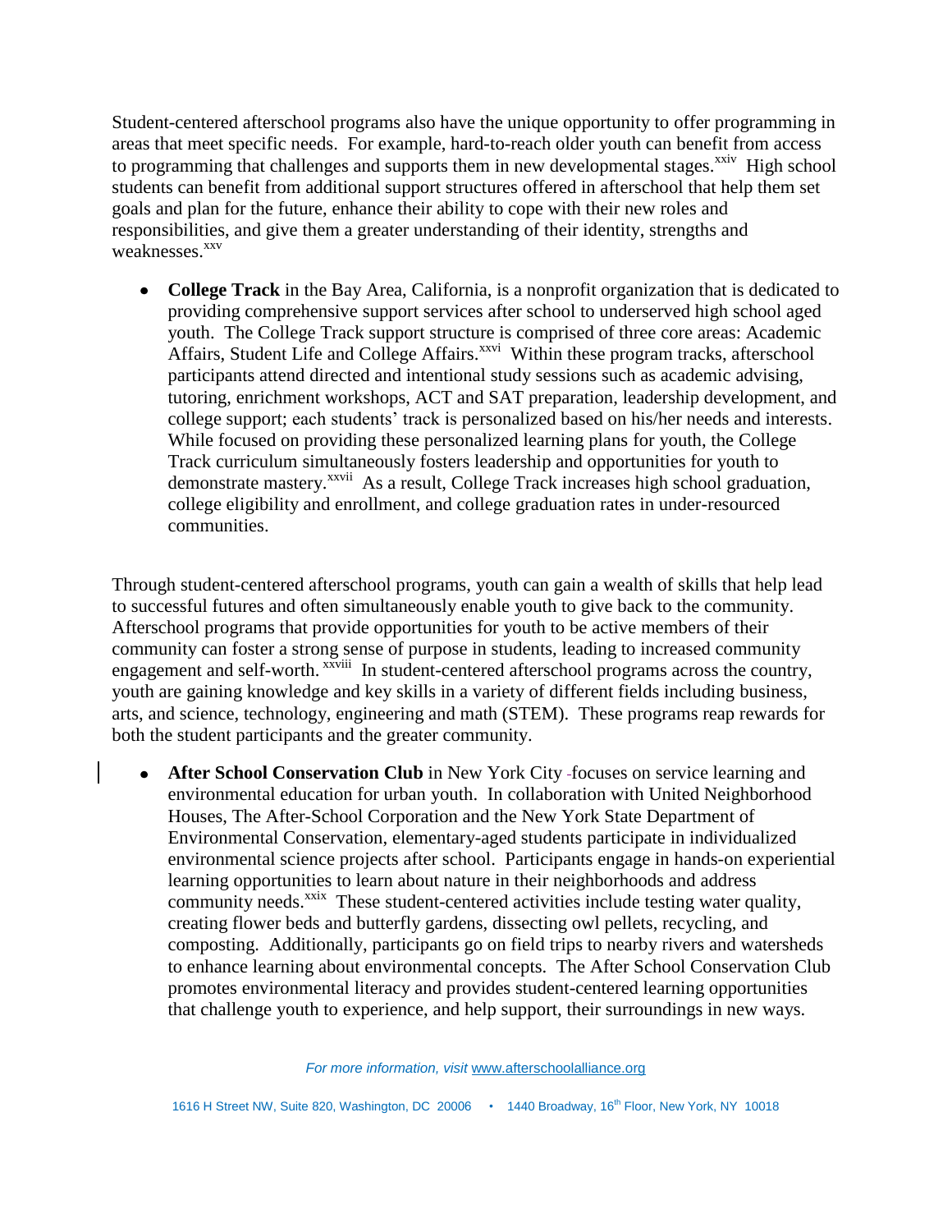Student-centered afterschool programs also have the unique opportunity to offer programming in areas that meet specific needs. For example, hard-to-reach older youth can benefit from access to programming that challenges and supports them in new developmental stages.[xxiv] High school students can benefit from additional support structures offered in afterschool that help them set goals and plan for the future, enhance their ability to cope with their new roles and responsibilities, and give them a greater understanding of their identity, strengths and weaknesses.[xxv]

- **College Track** in the Bay Area, California, is a nonprofit organization that is dedicated to providing comprehensive support services after school to underserved high school aged youth. The College Track support structure is comprised of three core areas: Academic Affairs, Student Life and College Affairs.[xxvi] Within these program tracks, afterschool participants attend directed and intentional study sessions such as academic advising, tutoring, enrichment workshops, ACT and SAT preparation, leadership development, and college support; each students' track is personalized based on his/her needs and interests. While focused on providing these personalized learning plans for youth, the College Track curriculum simultaneously fosters leadership and opportunities for youth to demonstrate mastery.[xxvii] As a result, College Track increases high school graduation, college eligibility and enrollment, and college graduation rates in under-resourced communities.

Through student-centered afterschool programs, youth can gain a wealth of skills that help lead to successful futures and often simultaneously enable youth to give back to the community. Afterschool programs that provide opportunities for youth to be active members of their community can foster a strong sense of purpose in students, leading to increased community engagement and self-worth.[xxviii] In student-centered afterschool programs across the country, youth are gaining knowledge and key skills in a variety of different fields including business, arts, and science, technology, engineering and math (STEM). These programs reap rewards for both the student participants and the greater community.

- **After School Conservation Club** in New York City focuses on service learning and environmental education for urban youth. In collaboration with United Neighborhood Houses, The After-School Corporation and the New York State Department of Environmental Conservation, elementary-aged students participate in individualized environmental science projects after school. Participants engage in hands-on experiential learning opportunities to learn about nature in their neighborhoods and address community needs.[xxix] These student-centered activities include testing water quality, creating flower beds and butterfly gardens, dissecting owl pellets, recycling, and composting. Additionally, participants go on field trips to nearby rivers and watersheds to enhance learning about environmental concepts. The After School Conservation Club promotes environmental literacy and provides student-centered learning opportunities that challenge youth to experience, and help support, their surroundings in new ways.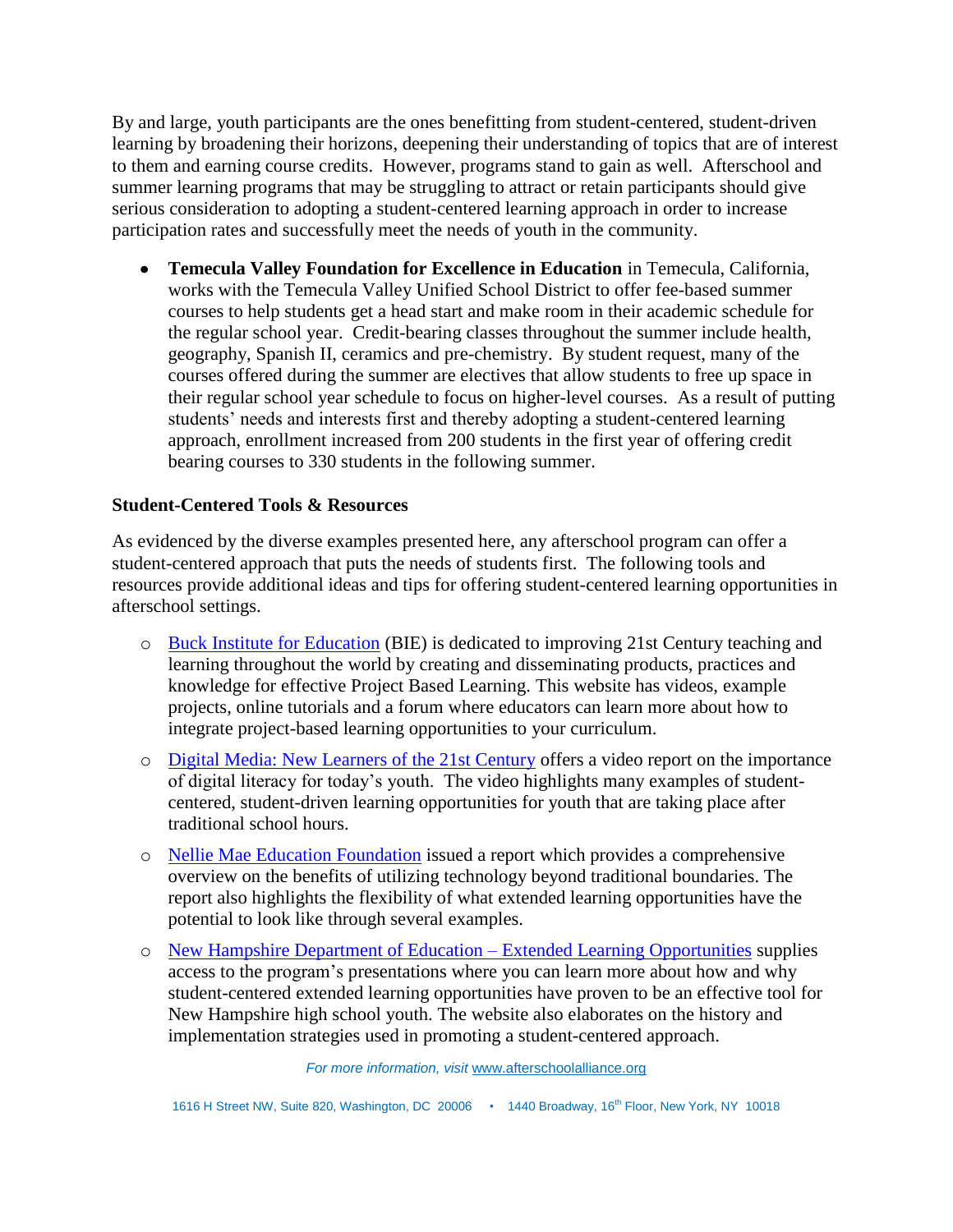By and large, youth participants are the ones benefitting from student-centered, student-driven learning by broadening their horizons, deepening their understanding of topics that are of interest to them and earning course credits. However, programs stand to gain as well. Afterschool and summer learning programs that may be struggling to attract or retain participants should give serious consideration to adopting a student-centered learning approach in order to increase participation rates and successfully meet the needs of youth in the community.

- **Temecula Valley Foundation for Excellence in Education** in Temecula, California, works with the Temecula Valley Unified School District to offer fee-based summer courses to help students get a head start and make room in their academic schedule for the regular school year. Credit-bearing classes throughout the summer include health, geography, Spanish II, ceramics and pre-chemistry. By student request, many of the courses offered during the summer are electives that allow students to free up space in their regular school year schedule to focus on higher-level courses. As a result of putting students' needs and interests first and thereby adopting a student-centered learning approach, enrollment increased from 200 students in the first year of offering credit bearing courses to 330 students in the following summer.

**Student-Centered Tools & Resources**

As evidenced by the diverse examples presented here, any afterschool program can offer a student-centered approach that puts the needs of students first. The following tools and resources provide additional ideas and tips for offering student-centered learning opportunities in afterschool settings.

- Buck Institute for Education (BIE) is dedicated to improving 21st Century teaching and learning throughout the world by creating and disseminating products, practices and knowledge for effective Project Based Learning. This website has videos, example projects, online tutorials and a forum where educators can learn more about how to integrate project-based learning opportunities to your curriculum.
- Digital Media: New Learners of the 21st Century offers a video report on the importance of digital literacy for today's youth. The video highlights many examples of student-centered, student-driven learning opportunities for youth that are taking place after traditional school hours.
- Nellie Mae Education Foundation issued a report which provides a comprehensive overview on the benefits of utilizing technology beyond traditional boundaries. The report also highlights the flexibility of what extended learning opportunities have the potential to look like through several examples.
- New Hampshire Department of Education – Extended Learning Opportunities supplies access to the program's presentations where you can learn more about how and why student-centered extended learning opportunities have proven to be an effective tool for New Hampshire high school youth. The website also elaborates on the history and implementation strategies used in promoting a student-centered approach.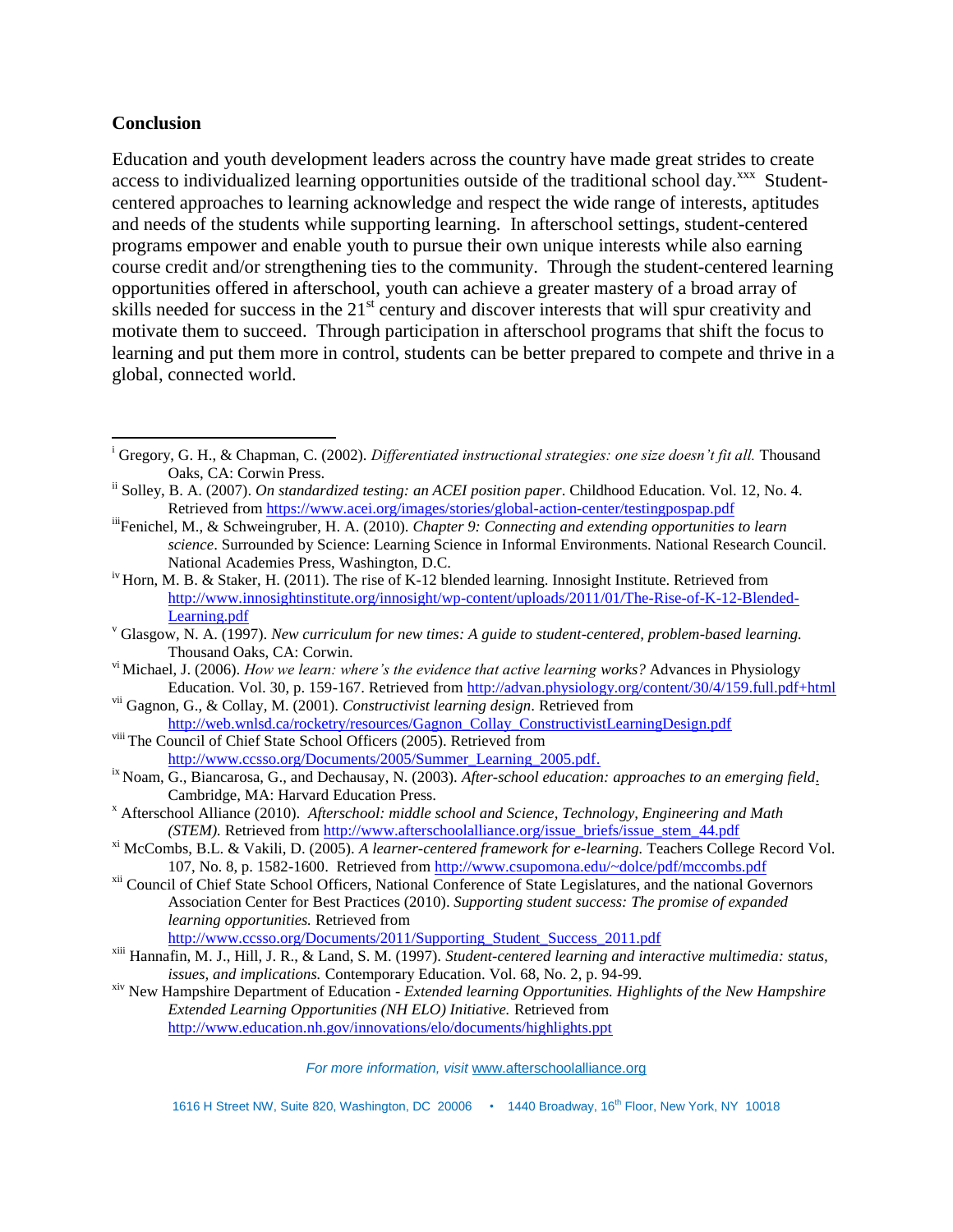## Conclusion

Education and youth development leaders across the country have made great strides to create access to individualized learning opportunities outside of the traditional school day.[xxx] Student-centered approaches to learning acknowledge and respect the wide range of interests, aptitudes and needs of the students while supporting learning. In afterschool settings, student-centered programs empower and enable youth to pursue their own unique interests while also earning course credit and/or strengthening ties to the community. Through the student-centered learning opportunities offered in afterschool, youth can achieve a greater mastery of a broad array of skills needed for success in the 21st century and discover interests that will spur creativity and motivate them to succeed. Through participation in afterschool programs that shift the focus to learning and put them more in control, students can be better prepared to compete and thrive in a global, connected world.

---

[i] Gregory, G. H., & Chapman, C. (2002). *Differentiated instructional strategies: one size doesn't fit all.* Thousand Oaks, CA: Corwin Press.

[ii] Solley, B. A. (2007). *On standardized testing: an ACEI position paper*. Childhood Education. Vol. 12, No. 4. Retrieved from https://www.acei.org/images/stories/global-action-center/testingpospap.pdf

[iii] Fenichel, M., & Schweingruber, H. A. (2010). *Chapter 9: Connecting and extending opportunities to learn science*. Surrounded by Science: Learning Science in Informal Environments. National Research Council. National Academies Press, Washington, D.C.

[iv] Horn, M. B. & Staker, H. (2011). The rise of K-12 blended learning. Innosight Institute. Retrieved from http://www.innosightinstitute.org/innosight/wp-content/uploads/2011/01/The-Rise-of-K-12-Blended-Learning.pdf

[v] Glasgow, N. A. (1997). *New curriculum for new times: A guide to student-centered, problem-based learning.* Thousand Oaks, CA: Corwin.

[vi] Michael, J. (2006). *How we learn: where's the evidence that active learning works?* Advances in Physiology Education. Vol. 30, p. 159-167. Retrieved from http://advan.physiology.org/content/30/4/159.full.pdf+html

[vii] Gagnon, G., & Collay, M. (2001). *Constructivist learning design*. Retrieved from http://web.wnlsd.ca/rocketry/resources/Gagnon_Collay_ConstructivistLearningDesign.pdf

[viii] The Council of Chief State School Officers (2005). Retrieved from http://www.ccsso.org/Documents/2005/Summer_Learning_2005.pdf.

[ix] Noam, G., Biancarosa, G., and Dechausay, N. (2003). *After-school education: approaches to an emerging field*. Cambridge, MA: Harvard Education Press.

[x] Afterschool Alliance (2010). *Afterschool: middle school and Science, Technology, Engineering and Math (STEM).* Retrieved from http://www.afterschoolalliance.org/issue_briefs/issue_stem_44.pdf

[xi] McCombs, B.L. & Vakili, D. (2005). *A learner-centered framework for e-learning.* Teachers College Record Vol. 107, No. 8, p. 1582-1600. Retrieved from http://www.csupomona.edu/~dolce/pdf/mccombs.pdf

[xii] Council of Chief State School Officers, National Conference of State Legislatures, and the national Governors Association Center for Best Practices (2010). *Supporting student success: The promise of expanded learning opportunities.* Retrieved from http://www.ccsso.org/Documents/2011/Supporting_Student_Success_2011.pdf

[xiii] Hannafin, M. J., Hill, J. R., & Land, S. M. (1997). *Student-centered learning and interactive multimedia: status, issues, and implications.* Contemporary Education. Vol. 68, No. 2, p. 94-99.

[xiv] New Hampshire Department of Education - *Extended learning Opportunities. Highlights of the New Hampshire Extended Learning Opportunities (NH ELO) Initiative.* Retrieved from http://www.education.nh.gov/innovations/elo/documents/highlights.ppt

*For more information, visit* www.afterschoolalliance.org

1616 H Street NW, Suite 820, Washington, DC 20006 • 1440 Broadway, 16th Floor, New York, NY 10018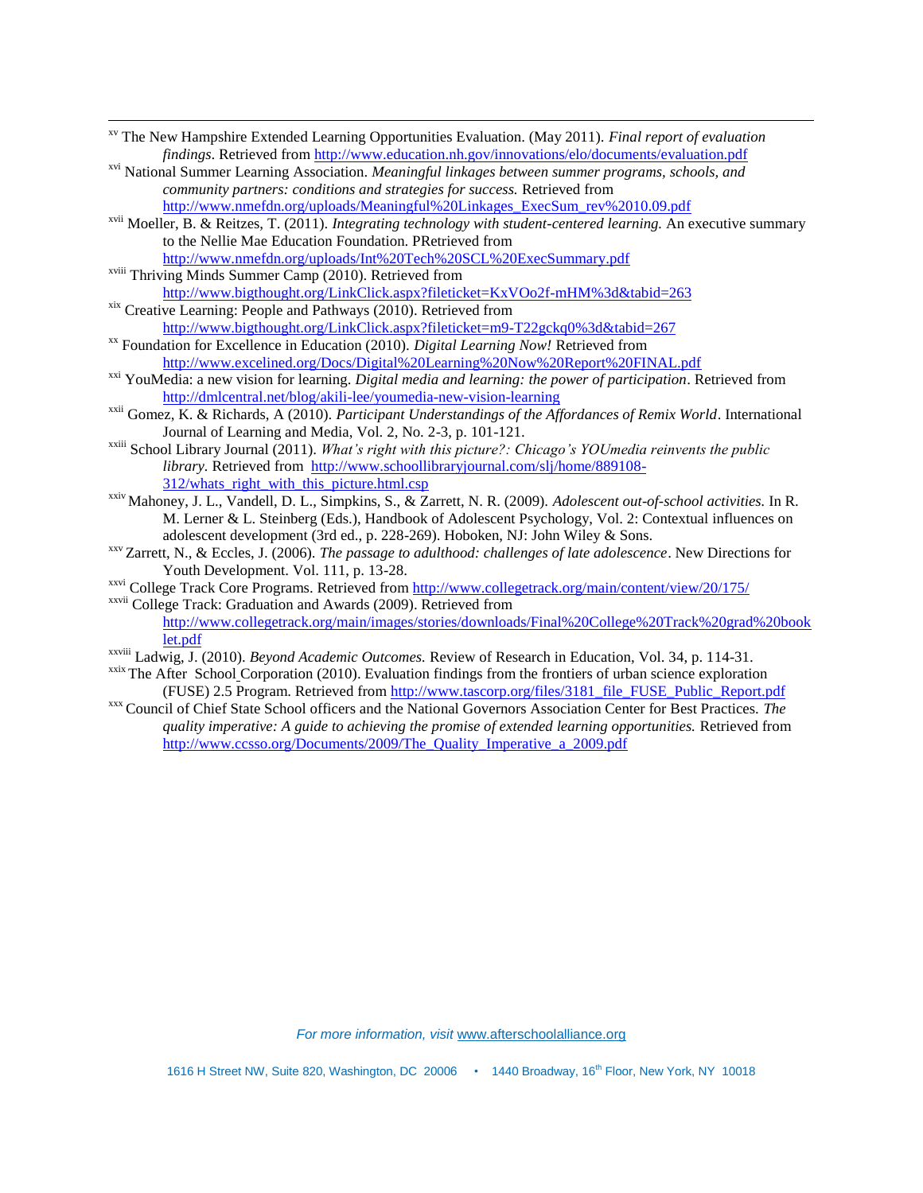[xv] The New Hampshire Extended Learning Opportunities Evaluation. (May 2011). *Final report of evaluation findings*. Retrieved from http://www.education.nh.gov/innovations/elo/documents/evaluation.pdf

[xvi] National Summer Learning Association. *Meaningful linkages between summer programs, schools, and community partners: conditions and strategies for success.* Retrieved from http://www.nmefdn.org/uploads/Meaningful%20Linkages_ExecSum_rev%2010.09.pdf

[xvii] Moeller, B. & Reitzes, T. (2011). *Integrating technology with student-centered learning.* An executive summary to the Nellie Mae Education Foundation. PRetrieved from http://www.nmefdn.org/uploads/Int%20Tech%20SCL%20ExecSummary.pdf

[xviii] Thriving Minds Summer Camp (2010). Retrieved from http://www.bigthought.org/LinkClick.aspx?fileticket=KxVOo2f-mHM%3d&tabid=263

[xix] Creative Learning: People and Pathways (2010). Retrieved from http://www.bigthought.org/LinkClick.aspx?fileticket=m9-T22gckq0%3d&tabid=267

[xx] Foundation for Excellence in Education (2010). *Digital Learning Now!* Retrieved from http://www.excelined.org/Docs/Digital%20Learning%20Now%20Report%20FINAL.pdf

[xxi] YouMedia: a new vision for learning. *Digital media and learning: the power of participation*. Retrieved from http://dmlcentral.net/blog/akili-lee/youmedia-new-vision-learning

[xxii] Gomez, K. & Richards, A (2010). *Participant Understandings of the Affordances of Remix World*. International Journal of Learning and Media, Vol. 2, No. 2-3, p. 101-121.

[xxiii] School Library Journal (2011). *What's right with this picture?: Chicago's YOUmedia reinvents the public library*. Retrieved from http://www.schoollibraryjournal.com/slj/home/889108-312/whats_right_with_this_picture.html.csp

[xxiv] Mahoney, J. L., Vandell, D. L., Simpkins, S., & Zarrett, N. R. (2009). *Adolescent out-of-school activities.* In R. M. Lerner & L. Steinberg (Eds.), Handbook of Adolescent Psychology, Vol. 2: Contextual influences on adolescent development (3rd ed., p. 228-269). Hoboken, NJ: John Wiley & Sons.

[xxv] Zarrett, N., & Eccles, J. (2006). *The passage to adulthood: challenges of late adolescence*. New Directions for Youth Development. Vol. 111, p. 13-28.

[xxvi] College Track Core Programs. Retrieved from http://www.collegetrack.org/main/content/view/20/175/

[xxvii] College Track: Graduation and Awards (2009). Retrieved from http://www.collegetrack.org/main/images/stories/downloads/Final%20College%20Track%20grad%20booklet.pdf

[xxviii] Ladwig, J. (2010). *Beyond Academic Outcomes.* Review of Research in Education, Vol. 34, p. 114-31.

[xxix] The After School Corporation (2010). Evaluation findings from the frontiers of urban science exploration (FUSE) 2.5 Program. Retrieved from http://www.tascorp.org/files/3181_file_FUSE_Public_Report.pdf

[xxx] Council of Chief State School officers and the National Governors Association Center for Best Practices. *The quality imperative: A guide to achieving the promise of extended learning opportunities.* Retrieved from http://www.ccsso.org/Documents/2009/The_Quality_Imperative_a_2009.pdf

*For more information, visit* www.afterschoolalliance.org

1616 H Street NW, Suite 820, Washington, DC 20006 • 1440 Broadway, 16th Floor, New York, NY 10018